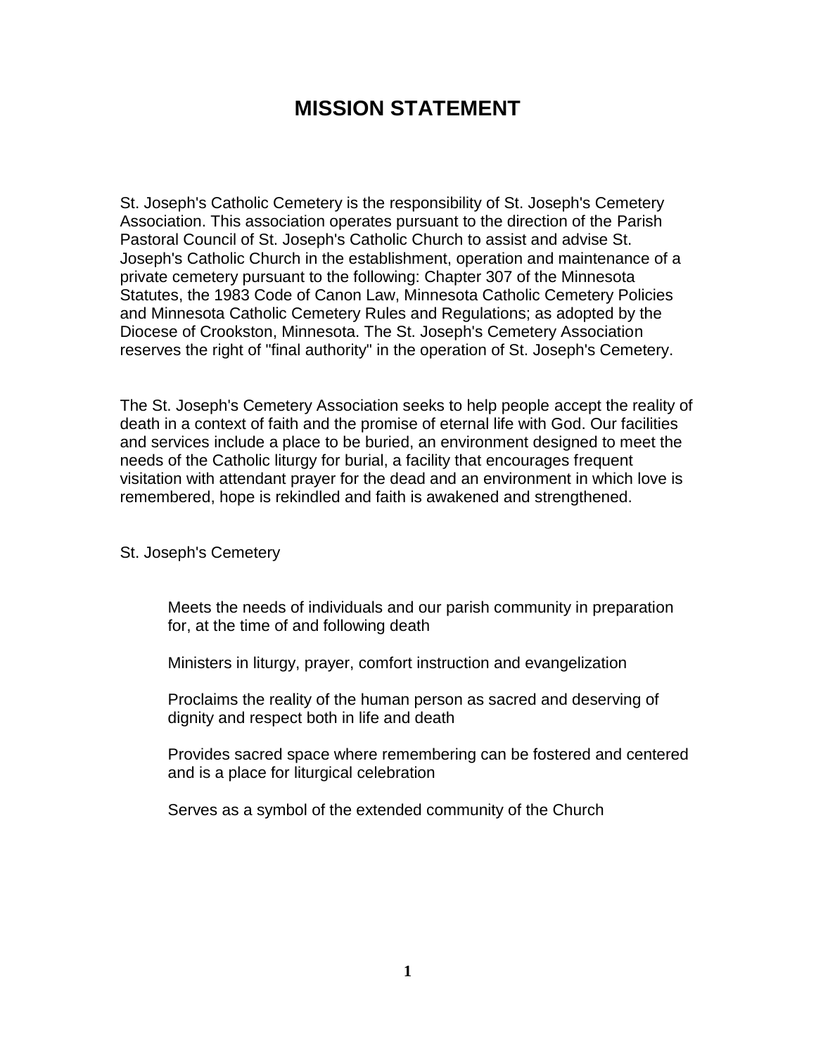# MISSION STATEMENT

St. Joseph's Catholic Cemetery is the responsibility of St. Joseph's Cemetery Association. This association operates pursuant to the direction of the Parish Pastoral Council of St. Joseph's Catholic Church to assist and advise St. Joseph's Catholic Church in the establishment, operation and maintenance of a private cemetery pursuant to the following: Chapter 307 of the Minnesota Statutes, the 1983 Code of Canon Law, Minnesota Catholic Cemetery Policies and Minnesota Catholic Cemetery Rules and Regulations; as adopted by the Diocese of Crookston, Minnesota. The St. Joseph's Cemetery Association reserves the right of "final authority" in the operation of St. Joseph's Cemetery.

The St. Joseph's Cemetery Association seeks to help people accept the reality of death in a context of faith and the promise of eternal life with God. Our facilities and services include a place to be buried, an environment designed to meet the needs of the Catholic liturgy for burial, a facility that encourages frequent visitation with attendant prayer for the dead and an environment in which love is remembered, hope is rekindled and faith is awakened and strengthened.

St. Joseph's Cemetery

> Meets the needs of individuals and our parish community in preparation for, at the time of and following death
>
> Ministers in liturgy, prayer, comfort instruction and evangelization
>
> Proclaims the reality of the human person as sacred and deserving of dignity and respect both in life and death
>
> Provides sacred space where remembering can be fostered and centered and is a place for liturgical celebration
>
> Serves as a symbol of the extended community of the Church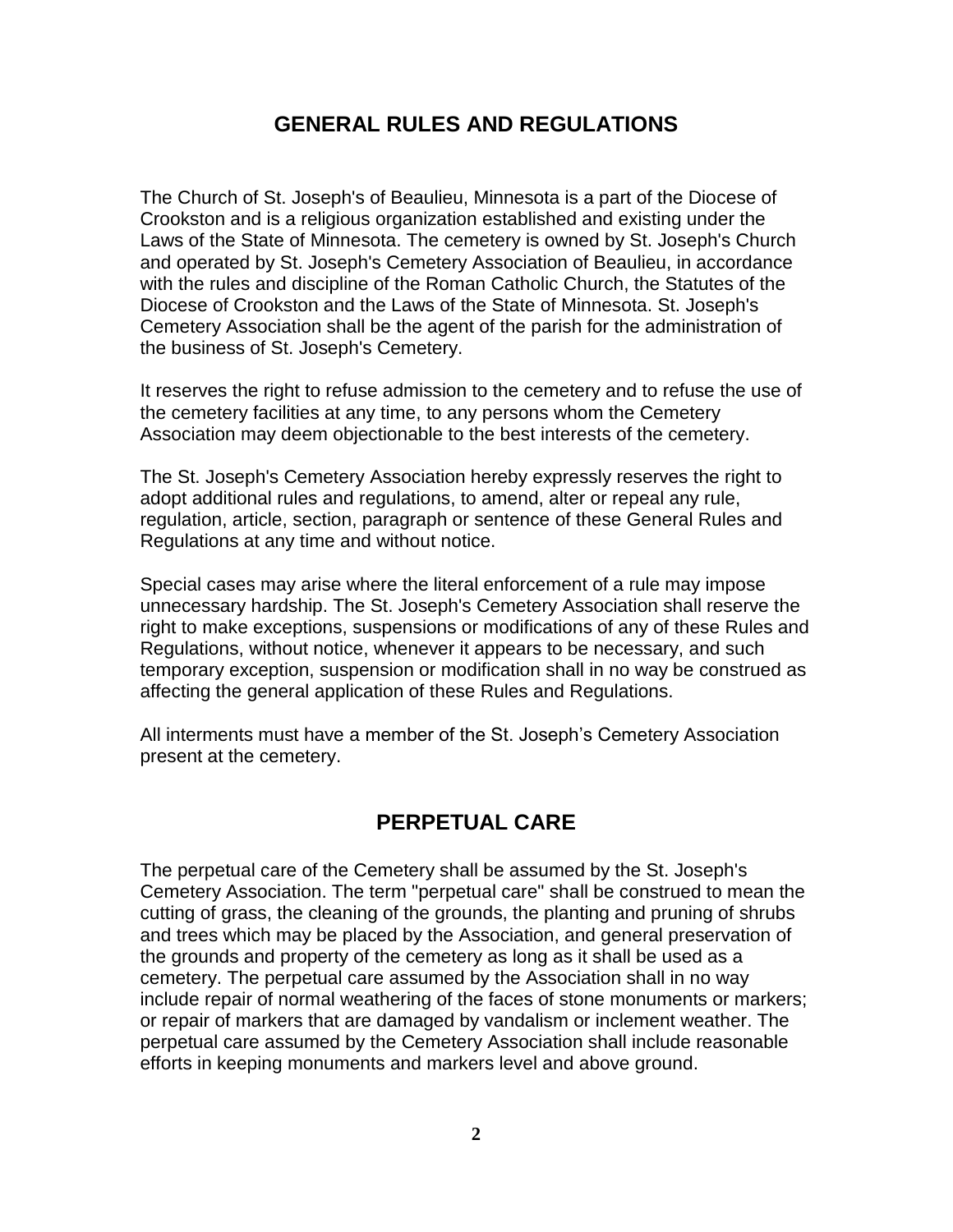## GENERAL RULES AND REGULATIONS

The Church of St. Joseph's of Beaulieu, Minnesota is a part of the Diocese of Crookston and is a religious organization established and existing under the Laws of the State of Minnesota. The cemetery is owned by St. Joseph's Church and operated by St. Joseph's Cemetery Association of Beaulieu, in accordance with the rules and discipline of the Roman Catholic Church, the Statutes of the Diocese of Crookston and the Laws of the State of Minnesota. St. Joseph's Cemetery Association shall be the agent of the parish for the administration of the business of St. Joseph's Cemetery.

It reserves the right to refuse admission to the cemetery and to refuse the use of the cemetery facilities at any time, to any persons whom the Cemetery Association may deem objectionable to the best interests of the cemetery.

The St. Joseph's Cemetery Association hereby expressly reserves the right to adopt additional rules and regulations, to amend, alter or repeal any rule, regulation, article, section, paragraph or sentence of these General Rules and Regulations at any time and without notice.

Special cases may arise where the literal enforcement of a rule may impose unnecessary hardship. The St. Joseph's Cemetery Association shall reserve the right to make exceptions, suspensions or modifications of any of these Rules and Regulations, without notice, whenever it appears to be necessary, and such temporary exception, suspension or modification shall in no way be construed as affecting the general application of these Rules and Regulations.

All interments must have a member of the St. Joseph’s Cemetery Association present at the cemetery.

## PERPETUAL CARE

The perpetual care of the Cemetery shall be assumed by the St. Joseph's Cemetery Association. The term "perpetual care" shall be construed to mean the cutting of grass, the cleaning of the grounds, the planting and pruning of shrubs and trees which may be placed by the Association, and general preservation of the grounds and property of the cemetery as long as it shall be used as a cemetery. The perpetual care assumed by the Association shall in no way include repair of normal weathering of the faces of stone monuments or markers; or repair of markers that are damaged by vandalism or inclement weather. The perpetual care assumed by the Cemetery Association shall include reasonable efforts in keeping monuments and markers level and above ground.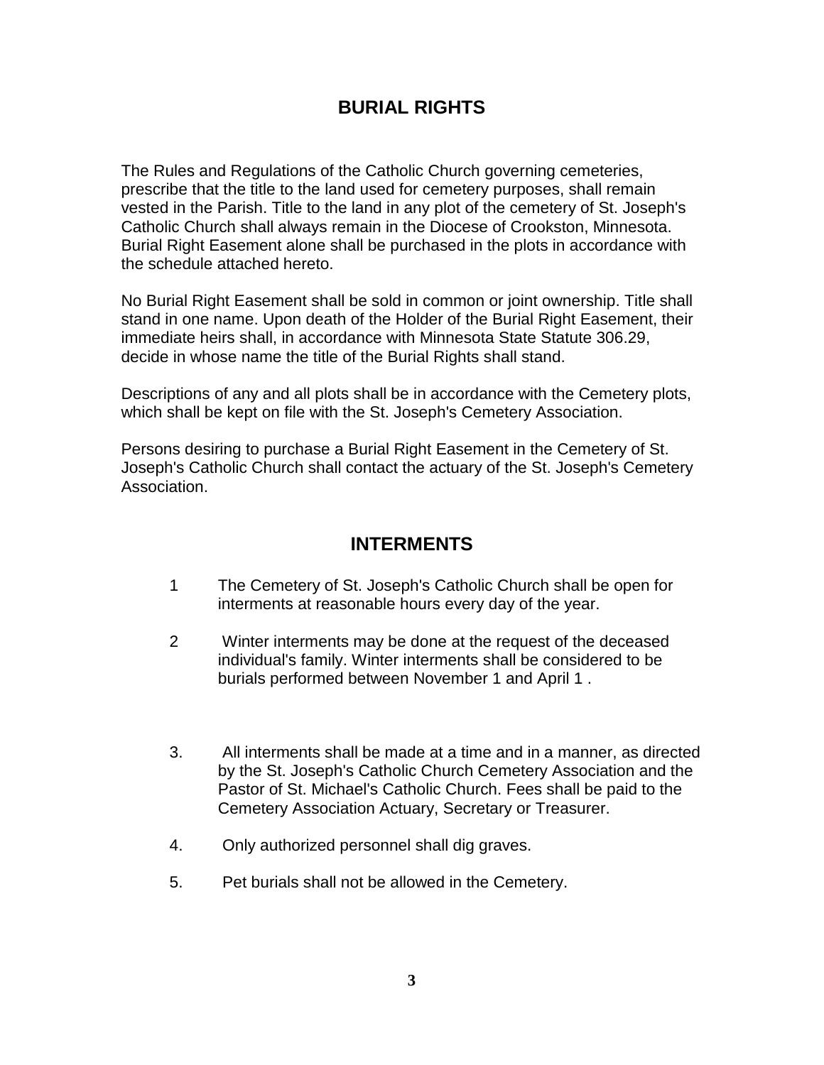## BURIAL RIGHTS

The Rules and Regulations of the Catholic Church governing cemeteries, prescribe that the title to the land used for cemetery purposes, shall remain vested in the Parish. Title to the land in any plot of the cemetery of St. Joseph's Catholic Church shall always remain in the Diocese of Crookston, Minnesota. Burial Right Easement alone shall be purchased in the plots in accordance with the schedule attached hereto.

No Burial Right Easement shall be sold in common or joint ownership. Title shall stand in one name. Upon death of the Holder of the Burial Right Easement, their immediate heirs shall, in accordance with Minnesota State Statute 306.29, decide in whose name the title of the Burial Rights shall stand.

Descriptions of any and all plots shall be in accordance with the Cemetery plots, which shall be kept on file with the St. Joseph's Cemetery Association.

Persons desiring to purchase a Burial Right Easement in the Cemetery of St. Joseph's Catholic Church shall contact the actuary of the St. Joseph's Cemetery Association.

## INTERMENTS

1 The Cemetery of St. Joseph's Catholic Church shall be open for interments at reasonable hours every day of the year.

2 Winter interments may be done at the request of the deceased individual's family. Winter interments shall be considered to be burials performed between November 1 and April 1 .

3. All interments shall be made at a time and in a manner, as directed by the St. Joseph's Catholic Church Cemetery Association and the Pastor of St. Michael's Catholic Church. Fees shall be paid to the Cemetery Association Actuary, Secretary or Treasurer.

4. Only authorized personnel shall dig graves.

5. Pet burials shall not be allowed in the Cemetery.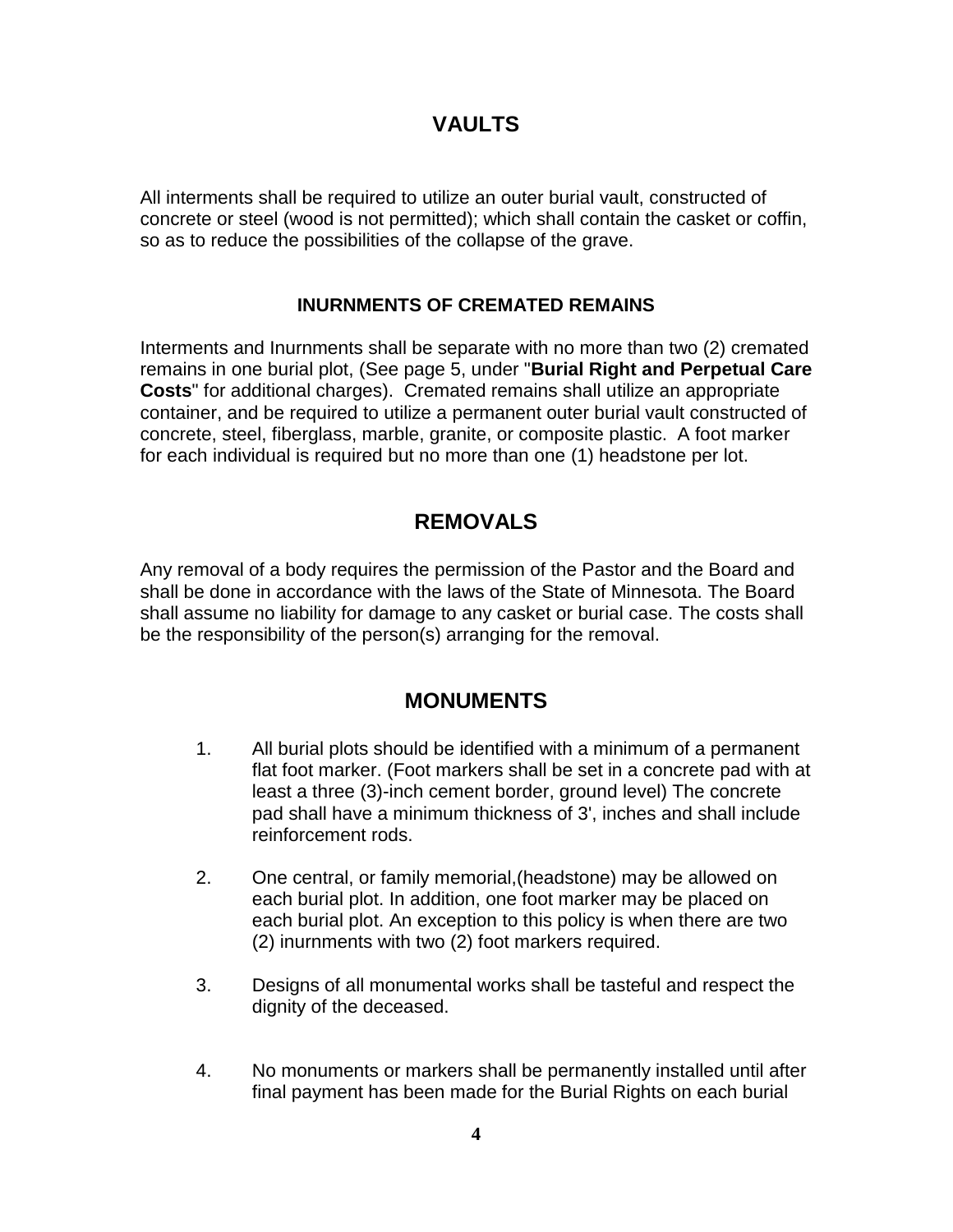## VAULTS

All interments shall be required to utilize an outer burial vault, constructed of concrete or steel (wood is not permitted); which shall contain the casket or coffin, so as to reduce the possibilities of the collapse of the grave.

### INURNMENTS OF CREMATED REMAINS

Interments and Inurnments shall be separate with no more than two (2) cremated remains in one burial plot, (See page 5, under "**Burial Right and Perpetual Care Costs**" for additional charges). Cremated remains shall utilize an appropriate container, and be required to utilize a permanent outer burial vault constructed of concrete, steel, fiberglass, marble, granite, or composite plastic. A foot marker for each individual is required but no more than one (1) headstone per lot.

## REMOVALS

Any removal of a body requires the permission of the Pastor and the Board and shall be done in accordance with the laws of the State of Minnesota. The Board shall assume no liability for damage to any casket or burial case. The costs shall be the responsibility of the person(s) arranging for the removal.

## MONUMENTS

1. All burial plots should be identified with a minimum of a permanent flat foot marker. (Foot markers shall be set in a concrete pad with at least a three (3)-inch cement border, ground level) The concrete pad shall have a minimum thickness of 3', inches and shall include reinforcement rods.

2. One central, or family memorial,(headstone) may be allowed on each burial plot. In addition, one foot marker may be placed on each burial plot. An exception to this policy is when there are two (2) inurnments with two (2) foot markers required.

3. Designs of all monumental works shall be tasteful and respect the dignity of the deceased.

4. No monuments or markers shall be permanently installed until after final payment has been made for the Burial Rights on each burial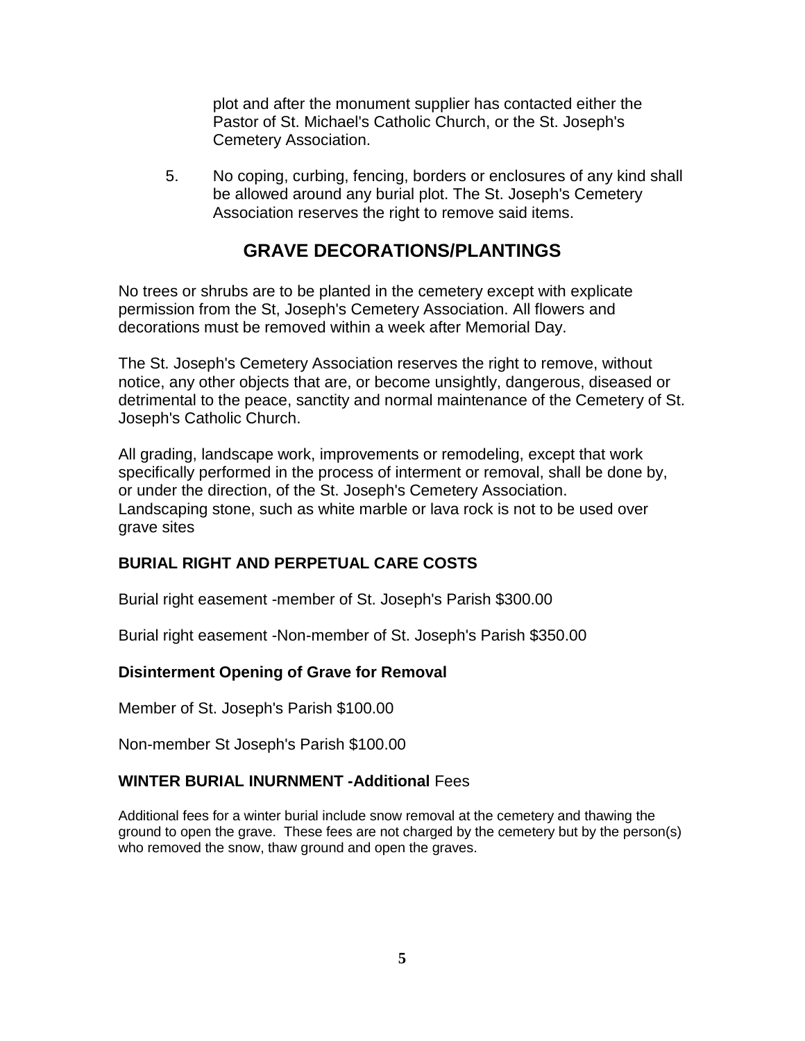plot and after the monument supplier has contacted either the Pastor of St. Michael's Catholic Church, or the St. Joseph's Cemetery Association.

5. No coping, curbing, fencing, borders or enclosures of any kind shall be allowed around any burial plot. The St. Joseph's Cemetery Association reserves the right to remove said items.

## GRAVE DECORATIONS/PLANTINGS

No trees or shrubs are to be planted in the cemetery except with explicate permission from the St, Joseph's Cemetery Association. All flowers and decorations must be removed within a week after Memorial Day.

The St. Joseph's Cemetery Association reserves the right to remove, without notice, any other objects that are, or become unsightly, dangerous, diseased or detrimental to the peace, sanctity and normal maintenance of the Cemetery of St. Joseph's Catholic Church.

All grading, landscape work, improvements or remodeling, except that work specifically performed in the process of interment or removal, shall be done by, or under the direction, of the St. Joseph's Cemetery Association. Landscaping stone, such as white marble or lava rock is not to be used over grave sites

### BURIAL RIGHT AND PERPETUAL CARE COSTS

Burial right easement -member of St. Joseph's Parish $300.00

Burial right easement -Non-member of St. Joseph's Parish $350.00

### Disinterment Opening of Grave for Removal

Member of St. Joseph's Parish $100.00

Non-member St Joseph's Parish $100.00

### WINTER BURIAL INURNMENT -Additional Fees

Additional fees for a winter burial include snow removal at the cemetery and thawing the ground to open the grave. These fees are not charged by the cemetery but by the person(s) who removed the snow, thaw ground and open the graves.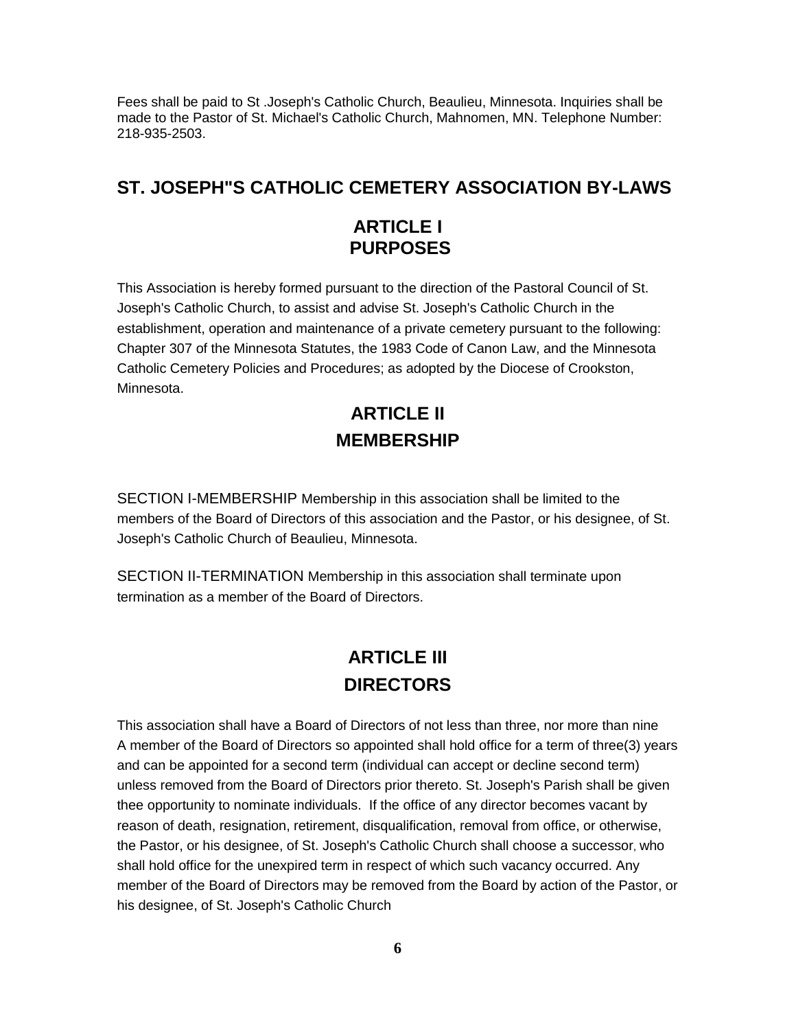Fees shall be paid to St .Joseph's Catholic Church, Beaulieu, Minnesota. Inquiries shall be made to the Pastor of St. Michael's Catholic Church, Mahnomen, MN. Telephone Number: 218-935-2503.

## ST. JOSEPH"S CATHOLIC CEMETERY ASSOCIATION BY-LAWS

### ARTICLE I
### PURPOSES

This Association is hereby formed pursuant to the direction of the Pastoral Council of St. Joseph's Catholic Church, to assist and advise St. Joseph's Catholic Church in the establishment, operation and maintenance of a private cemetery pursuant to the following: Chapter 307 of the Minnesota Statutes, the 1983 Code of Canon Law, and the Minnesota Catholic Cemetery Policies and Procedures; as adopted by the Diocese of Crookston, Minnesota.

### ARTICLE II
### MEMBERSHIP

SECTION I-MEMBERSHIP Membership in this association shall be limited to the members of the Board of Directors of this association and the Pastor, or his designee, of St. Joseph's Catholic Church of Beaulieu, Minnesota.

SECTION II-TERMINATION Membership in this association shall terminate upon termination as a member of the Board of Directors.

### ARTICLE III
### DIRECTORS

This association shall have a Board of Directors of not less than three, nor more than nine A member of the Board of Directors so appointed shall hold office for a term of three(3) years and can be appointed for a second term (individual can accept or decline second term) unless removed from the Board of Directors prior thereto. St. Joseph's Parish shall be given thee opportunity to nominate individuals. If the office of any director becomes vacant by reason of death, resignation, retirement, disqualification, removal from office, or otherwise, the Pastor, or his designee, of St. Joseph's Catholic Church shall choose a successor, who shall hold office for the unexpired term in respect of which such vacancy occurred. Any member of the Board of Directors may be removed from the Board by action of the Pastor, or his designee, of St. Joseph's Catholic Church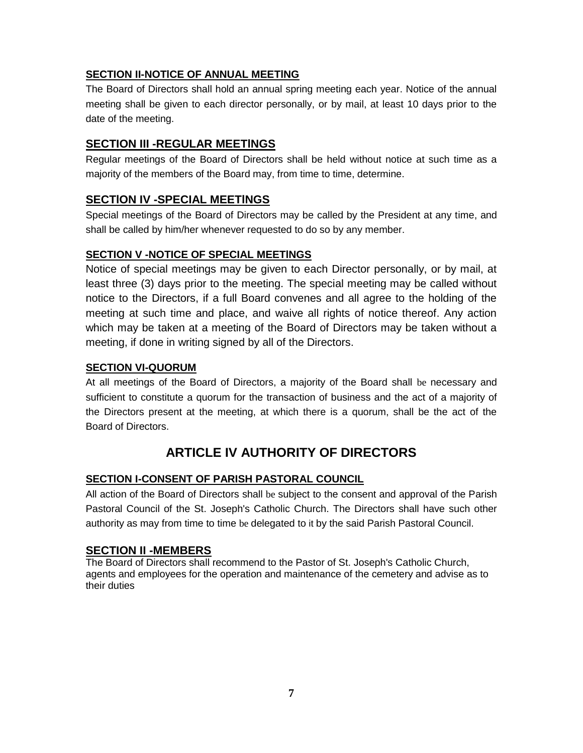### SECTION II-NOTICE OF ANNUAL MEETING

The Board of Directors shall hold an annual spring meeting each year. Notice of the annual meeting shall be given to each director personally, or by mail, at least 10 days prior to the date of the meeting.

### SECTION III -REGULAR MEETINGS

Regular meetings of the Board of Directors shall be held without notice at such time as a majority of the members of the Board may, from time to time, determine.

### SECTION IV -SPECIAL MEETINGS

Special meetings of the Board of Directors may be called by the President at any time, and shall be called by him/her whenever requested to do so by any member.

### SECTION V -NOTICE OF SPECIAL MEETINGS

Notice of special meetings may be given to each Director personally, or by mail, at least three (3) days prior to the meeting. The special meeting may be called without notice to the Directors, if a full Board convenes and all agree to the holding of the meeting at such time and place, and waive all rights of notice thereof. Any action which may be taken at a meeting of the Board of Directors may be taken without a meeting, if done in writing signed by all of the Directors.

### SECTION VI-QUORUM

At all meetings of the Board of Directors, a majority of the Board shall be necessary and sufficient to constitute a quorum for the transaction of business and the act of a majority of the Directors present at the meeting, at which there is a quorum, shall be the act of the Board of Directors.

## ARTICLE IV AUTHORITY OF DIRECTORS

### SECTION I-CONSENT OF PARISH PASTORAL COUNCIL

All action of the Board of Directors shall be subject to the consent and approval of the Parish Pastoral Council of the St. Joseph's Catholic Church. The Directors shall have such other authority as may from time to time be delegated to it by the said Parish Pastoral Council.

### SECTION II -MEMBERS

The Board of Directors shall recommend to the Pastor of St. Joseph's Catholic Church, agents and employees for the operation and maintenance of the cemetery and advise as to their duties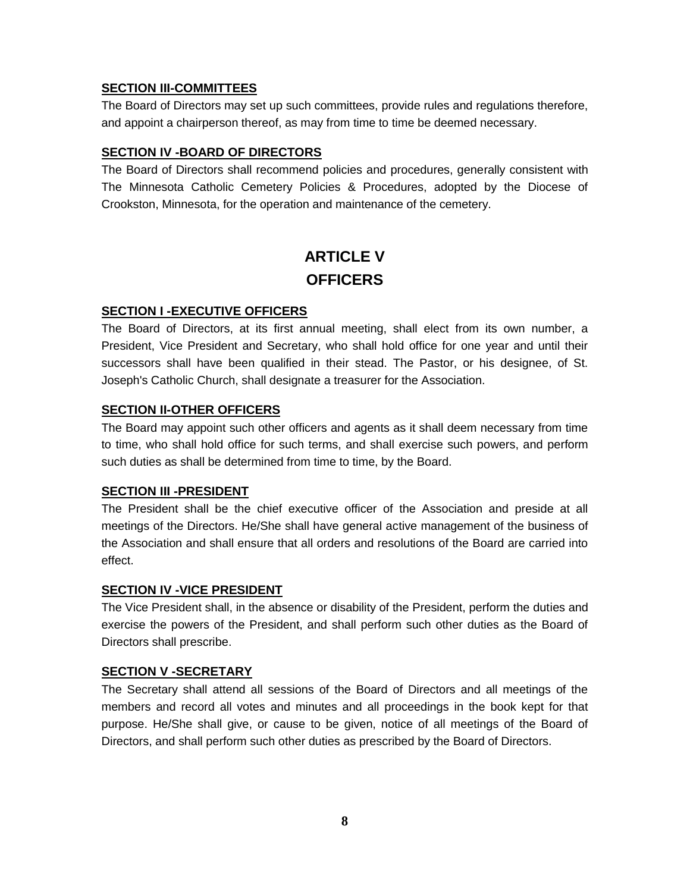**SECTION III-COMMITTEES**

The Board of Directors may set up such committees, provide rules and regulations therefore, and appoint a chairperson thereof, as may from time to time be deemed necessary.

**SECTION IV -BOARD OF DIRECTORS**

The Board of Directors shall recommend policies and procedures, generally consistent with The Minnesota Catholic Cemetery Policies & Procedures, adopted by the Diocese of Crookston, Minnesota, for the operation and maintenance of the cemetery.

# ARTICLE V
# OFFICERS

**SECTION I -EXECUTIVE OFFICERS**

The Board of Directors, at its first annual meeting, shall elect from its own number, a President, Vice President and Secretary, who shall hold office for one year and until their successors shall have been qualified in their stead. The Pastor, or his designee, of St. Joseph's Catholic Church, shall designate a treasurer for the Association.

**SECTION II-OTHER OFFICERS**

The Board may appoint such other officers and agents as it shall deem necessary from time to time, who shall hold office for such terms, and shall exercise such powers, and perform such duties as shall be determined from time to time, by the Board.

**SECTION III -PRESIDENT**

The President shall be the chief executive officer of the Association and preside at all meetings of the Directors. He/She shall have general active management of the business of the Association and shall ensure that all orders and resolutions of the Board are carried into effect.

**SECTION IV -VICE PRESIDENT**

The Vice President shall, in the absence or disability of the President, perform the duties and exercise the powers of the President, and shall perform such other duties as the Board of Directors shall prescribe.

**SECTION V -SECRETARY**

The Secretary shall attend all sessions of the Board of Directors and all meetings of the members and record all votes and minutes and all proceedings in the book kept for that purpose. He/She shall give, or cause to be given, notice of all meetings of the Board of Directors, and shall perform such other duties as prescribed by the Board of Directors.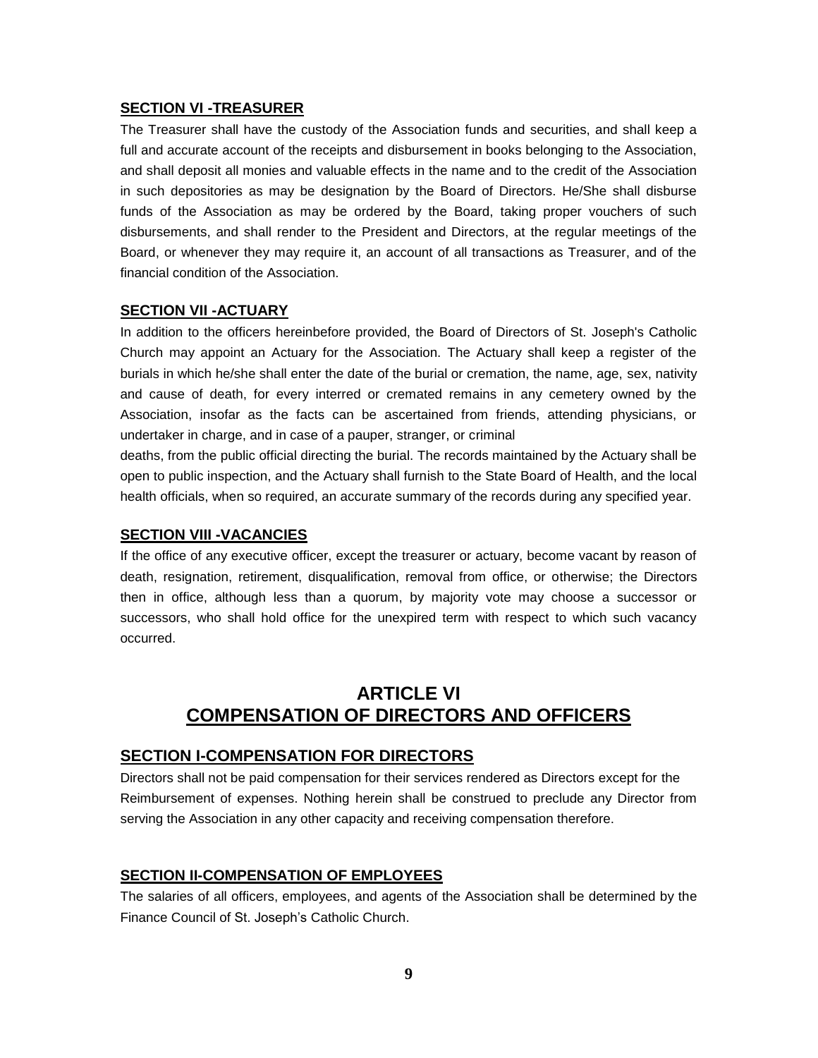### SECTION VI -TREASURER

The Treasurer shall have the custody of the Association funds and securities, and shall keep a full and accurate account of the receipts and disbursement in books belonging to the Association, and shall deposit all monies and valuable effects in the name and to the credit of the Association in such depositories as may be designation by the Board of Directors. He/She shall disburse funds of the Association as may be ordered by the Board, taking proper vouchers of such disbursements, and shall render to the President and Directors, at the regular meetings of the Board, or whenever they may require it, an account of all transactions as Treasurer, and of the financial condition of the Association.

### SECTION VII -ACTUARY

In addition to the officers hereinbefore provided, the Board of Directors of St. Joseph's Catholic Church may appoint an Actuary for the Association. The Actuary shall keep a register of the burials in which he/she shall enter the date of the burial or cremation, the name, age, sex, nativity and cause of death, for every interred or cremated remains in any cemetery owned by the Association, insofar as the facts can be ascertained from friends, attending physicians, or undertaker in charge, and in case of a pauper, stranger, or criminal

deaths, from the public official directing the burial. The records maintained by the Actuary shall be open to public inspection, and the Actuary shall furnish to the State Board of Health, and the local health officials, when so required, an accurate summary of the records during any specified year.

### SECTION VIII -VACANCIES

If the office of any executive officer, except the treasurer or actuary, become vacant by reason of death, resignation, retirement, disqualification, removal from office, or otherwise; the Directors then in office, although less than a quorum, by majority vote may choose a successor or successors, who shall hold office for the unexpired term with respect to which such vacancy occurred.

# ARTICLE VI
# COMPENSATION OF DIRECTORS AND OFFICERS

## SECTION I-COMPENSATION FOR DIRECTORS

Directors shall not be paid compensation for their services rendered as Directors except for the Reimbursement of expenses. Nothing herein shall be construed to preclude any Director from serving the Association in any other capacity and receiving compensation therefore.

### SECTION II-COMPENSATION OF EMPLOYEES

The salaries of all officers, employees, and agents of the Association shall be determined by the Finance Council of St. Joseph's Catholic Church.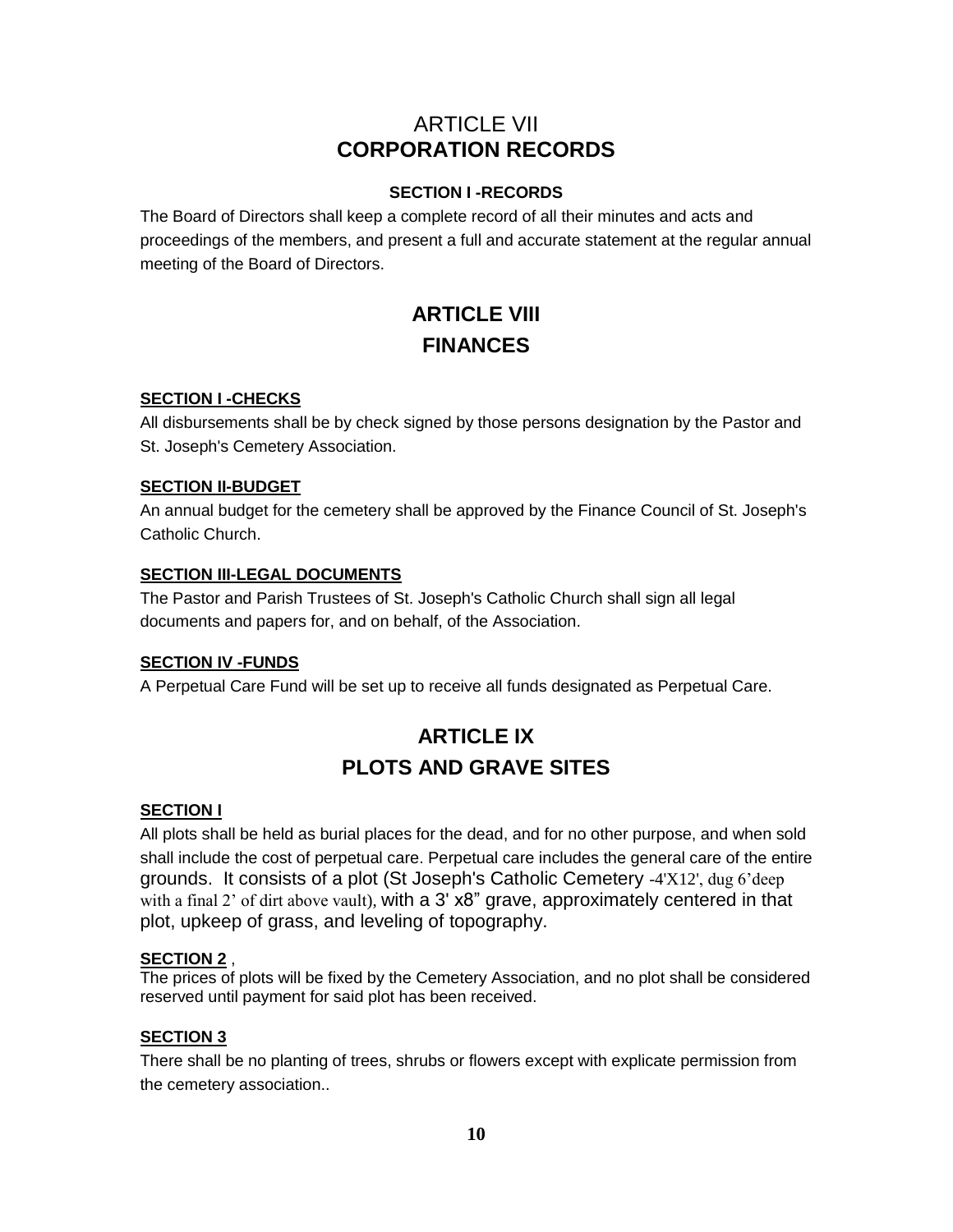# ARTICLE VII
# CORPORATION RECORDS

### SECTION I -RECORDS

The Board of Directors shall keep a complete record of all their minutes and acts and proceedings of the members, and present a full and accurate statement at the regular annual meeting of the Board of Directors.

# ARTICLE VIII
# FINANCES

### SECTION I -CHECKS

All disbursements shall be by check signed by those persons designation by the Pastor and St. Joseph's Cemetery Association.

### SECTION II-BUDGET

An annual budget for the cemetery shall be approved by the Finance Council of St. Joseph's Catholic Church.

### SECTION III-LEGAL DOCUMENTS

The Pastor and Parish Trustees of St. Joseph's Catholic Church shall sign all legal documents and papers for, and on behalf, of the Association.

### SECTION IV -FUNDS

A Perpetual Care Fund will be set up to receive all funds designated as Perpetual Care.

# ARTICLE IX
# PLOTS AND GRAVE SITES

### SECTION I

All plots shall be held as burial places for the dead, and for no other purpose, and when sold shall include the cost of perpetual care. Perpetual care includes the general care of the entire grounds. It consists of a plot (St Joseph's Catholic Cemetery -4'X12', dug 6'deep with a final 2' of dirt above vault), with a 3' x8" grave, approximately centered in that plot, upkeep of grass, and leveling of topography.

### SECTION 2 ,

The prices of plots will be fixed by the Cemetery Association, and no plot shall be considered reserved until payment for said plot has been received.

### SECTION 3

There shall be no planting of trees, shrubs or flowers except with explicate permission from the cemetery association..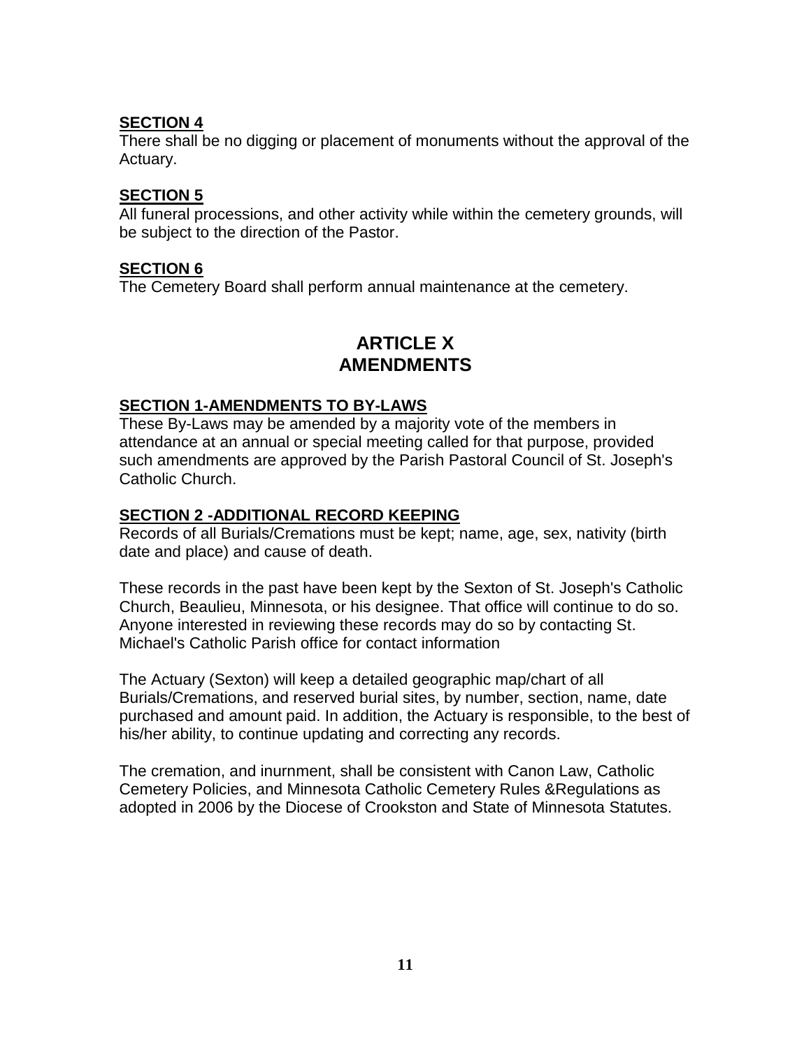**SECTION 4**

There shall be no digging or placement of monuments without the approval of the Actuary.

**SECTION 5**

All funeral processions, and other activity while within the cemetery grounds, will be subject to the direction of the Pastor.

**SECTION 6**

The Cemetery Board shall perform annual maintenance at the cemetery.

## ARTICLE X
## AMENDMENTS

**SECTION 1-AMENDMENTS TO BY-LAWS**

These By-Laws may be amended by a majority vote of the members in attendance at an annual or special meeting called for that purpose, provided such amendments are approved by the Parish Pastoral Council of St. Joseph's Catholic Church.

**SECTION 2 -ADDITIONAL RECORD KEEPING**

Records of all Burials/Cremations must be kept; name, age, sex, nativity (birth date and place) and cause of death.

These records in the past have been kept by the Sexton of St. Joseph's Catholic Church, Beaulieu, Minnesota, or his designee. That office will continue to do so. Anyone interested in reviewing these records may do so by contacting St. Michael's Catholic Parish office for contact information

The Actuary (Sexton) will keep a detailed geographic map/chart of all Burials/Cremations, and reserved burial sites, by number, section, name, date purchased and amount paid. In addition, the Actuary is responsible, to the best of his/her ability, to continue updating and correcting any records.

The cremation, and inurnment, shall be consistent with Canon Law, Catholic Cemetery Policies, and Minnesota Catholic Cemetery Rules &Regulations as adopted in 2006 by the Diocese of Crookston and State of Minnesota Statutes.